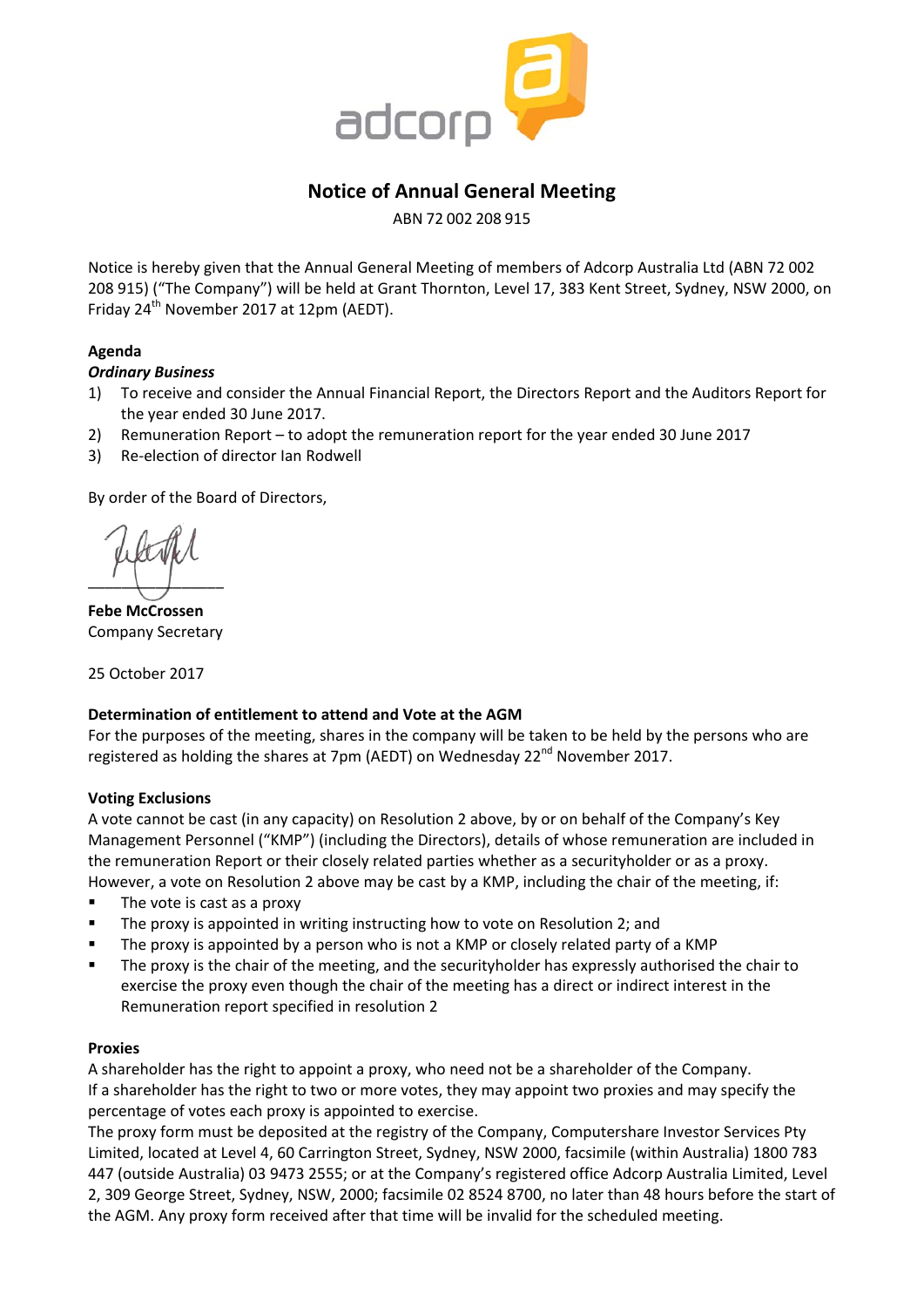# Notice of Annual General Meeting

ABN 72 002 208 915

Notice is hereby given that the Annual General Meeting of members of Adcorp Australia Ltd (ABN 72 002 208 915) ("The Company") will be held at Grant Thornton, Level 17, 383 Kent Street, Sydney, NSW 2000, on Friday 24th November 2017 at 12pm (AEDT).

**Agenda**

***Ordinary Business***

1) To receive and consider the Annual Financial Report, the Directors Report and the Auditors Report for the year ended 30 June 2017.
2) Remuneration Report – to adopt the remuneration report for the year ended 30 June 2017
3) Re-election of director Ian Rodwell

By order of the Board of Directors,

**Febe McCrossen**
Company Secretary

25 October 2017

**Determination of entitlement to attend and Vote at the AGM**

For the purposes of the meeting, shares in the company will be taken to be held by the persons who are registered as holding the shares at 7pm (AEDT) on Wednesday 22nd November 2017.

**Voting Exclusions**

A vote cannot be cast (in any capacity) on Resolution 2 above, by or on behalf of the Company's Key Management Personnel ("KMP") (including the Directors), details of whose remuneration are included in the remuneration Report or their closely related parties whether as a securityholder or as a proxy. However, a vote on Resolution 2 above may be cast by a KMP, including the chair of the meeting, if:

- The vote is cast as a proxy
- The proxy is appointed in writing instructing how to vote on Resolution 2; and
- The proxy is appointed by a person who is not a KMP or closely related party of a KMP
- The proxy is the chair of the meeting, and the securityholder has expressly authorised the chair to exercise the proxy even though the chair of the meeting has a direct or indirect interest in the Remuneration report specified in resolution 2

**Proxies**

A shareholder has the right to appoint a proxy, who need not be a shareholder of the Company.
If a shareholder has the right to two or more votes, they may appoint two proxies and may specify the percentage of votes each proxy is appointed to exercise.
The proxy form must be deposited at the registry of the Company, Computershare Investor Services Pty Limited, located at Level 4, 60 Carrington Street, Sydney, NSW 2000, facsimile (within Australia) 1800 783 447 (outside Australia) 03 9473 2555; or at the Company's registered office Adcorp Australia Limited, Level 2, 309 George Street, Sydney, NSW, 2000; facsimile 02 8524 8700, no later than 48 hours before the start of the AGM. Any proxy form received after that time will be invalid for the scheduled meeting.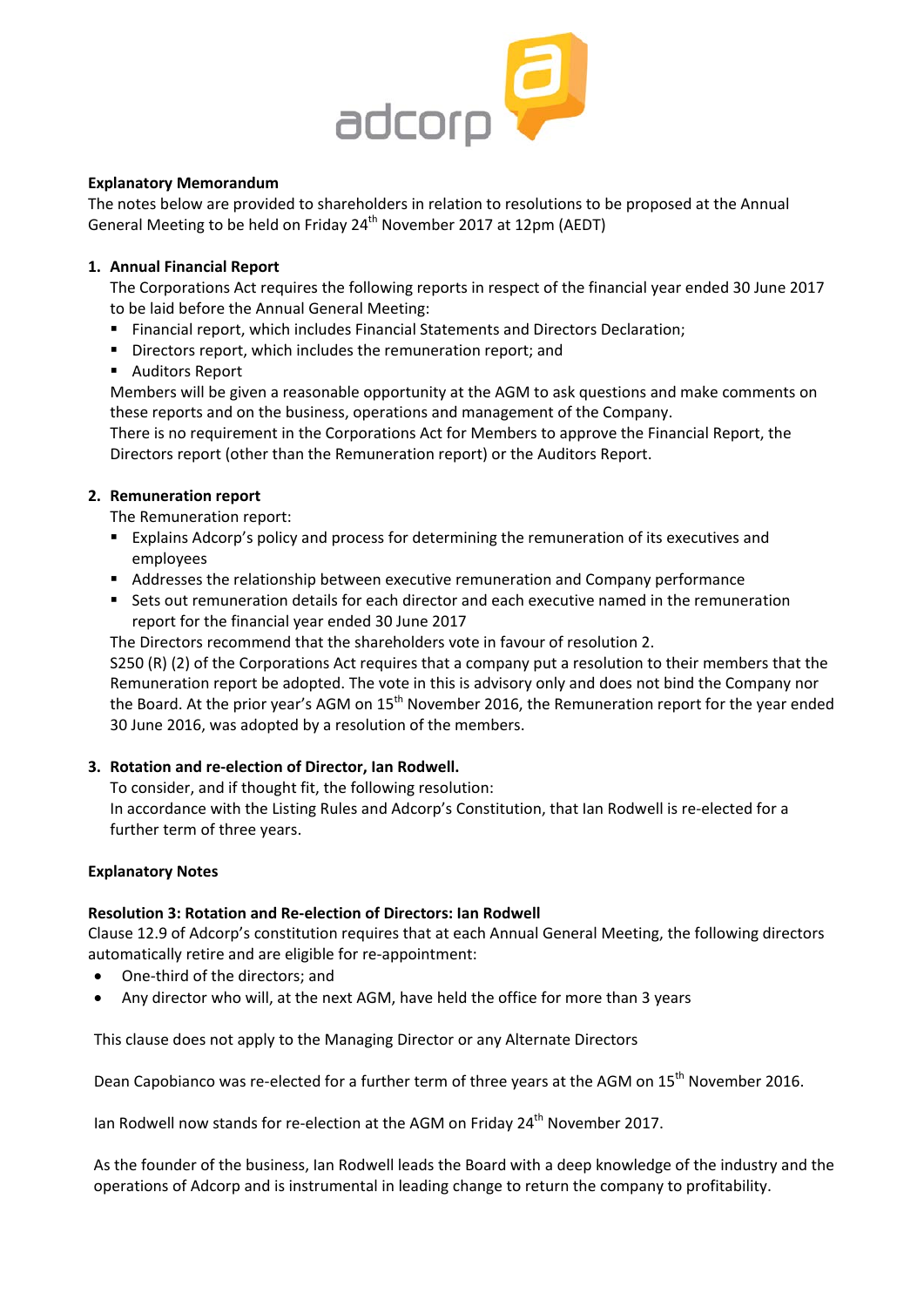**Explanatory Memorandum**

The notes below are provided to shareholders in relation to resolutions to be proposed at the Annual General Meeting to be held on Friday 24th November 2017 at 12pm (AEDT)

1. **Annual Financial Report**

   The Corporations Act requires the following reports in respect of the financial year ended 30 June 2017 to be laid before the Annual General Meeting:

   - Financial report, which includes Financial Statements and Directors Declaration;
   - Directors report, which includes the remuneration report; and
   - Auditors Report

   Members will be given a reasonable opportunity at the AGM to ask questions and make comments on these reports and on the business, operations and management of the Company.

   There is no requirement in the Corporations Act for Members to approve the Financial Report, the Directors report (other than the Remuneration report) or the Auditors Report.

2. **Remuneration report**

   The Remuneration report:

   - Explains Adcorp's policy and process for determining the remuneration of its executives and employees
   - Addresses the relationship between executive remuneration and Company performance
   - Sets out remuneration details for each director and each executive named in the remuneration report for the financial year ended 30 June 2017

   The Directors recommend that the shareholders vote in favour of resolution 2.

   S250 (R) (2) of the Corporations Act requires that a company put a resolution to their members that the Remuneration report be adopted. The vote in this is advisory only and does not bind the Company nor the Board. At the prior year's AGM on 15th November 2016, the Remuneration report for the year ended 30 June 2016, was adopted by a resolution of the members.

3. **Rotation and re-election of Director, Ian Rodwell.**

   To consider, and if thought fit, the following resolution:

   In accordance with the Listing Rules and Adcorp's Constitution, that Ian Rodwell is re-elected for a further term of three years.

**Explanatory Notes**

**Resolution 3: Rotation and Re-election of Directors: Ian Rodwell**

Clause 12.9 of Adcorp's constitution requires that at each Annual General Meeting, the following directors automatically retire and are eligible for re-appointment:

- One-third of the directors; and
- Any director who will, at the next AGM, have held the office for more than 3 years

This clause does not apply to the Managing Director or any Alternate Directors

Dean Capobianco was re-elected for a further term of three years at the AGM on 15th November 2016.

Ian Rodwell now stands for re-election at the AGM on Friday 24th November 2017.

As the founder of the business, Ian Rodwell leads the Board with a deep knowledge of the industry and the operations of Adcorp and is instrumental in leading change to return the company to profitability.